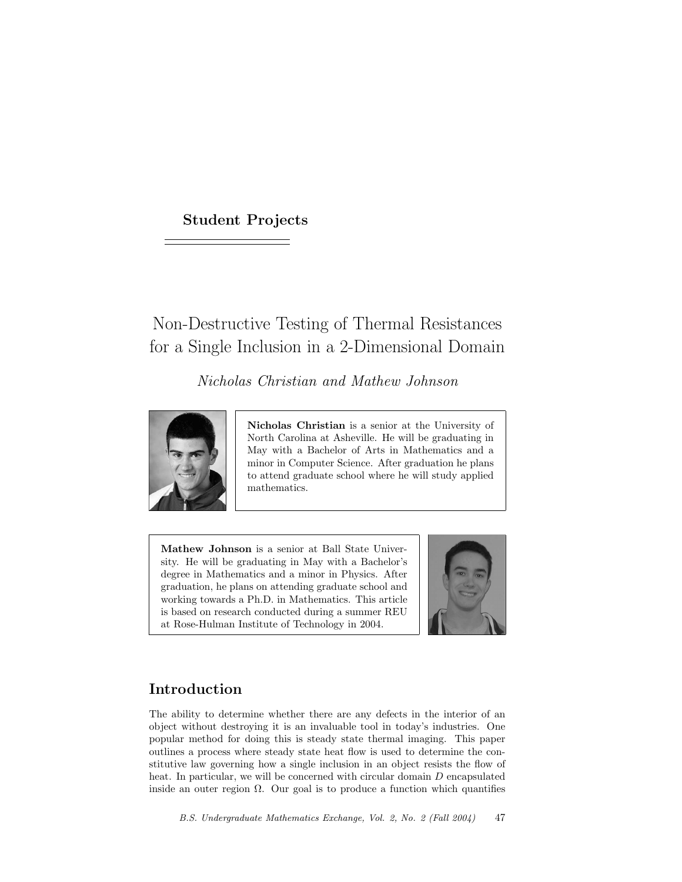**Student Projects**

# Non-Destructive Testing of Thermal Resistances for a Single Inclusion in a 2-Dimensional Domain

*Nicholas Christian and Mathew Johnson*

**Nicholas Christian** is a senior at the University of North Carolina at Asheville. He will be graduating in May with a Bachelor of Arts in Mathematics and a minor in Computer Science. After graduation he plans to attend graduate school where he will study applied mathematics.

**Mathew Johnson** is a senior at Ball State University. He will be graduating in May with a Bachelor's degree in Mathematics and a minor in Physics. After graduation, he plans on attending graduate school and working towards a Ph.D. in Mathematics. This article is based on research conducted during a summer REU at Rose-Hulman Institute of Technology in 2004.

## Introduction

The ability to determine whether there are any defects in the interior of an object without destroying it is an invaluable tool in today's industries. One popular method for doing this is steady state thermal imaging. This paper outlines a process where steady state heat flow is used to determine the constitutive law governing how a single inclusion in an object resists the flow of heat. In particular, we will be concerned with circular domain $D$ encapsulated inside an outer region $\Omega$. Our goal is to produce a function which quantifies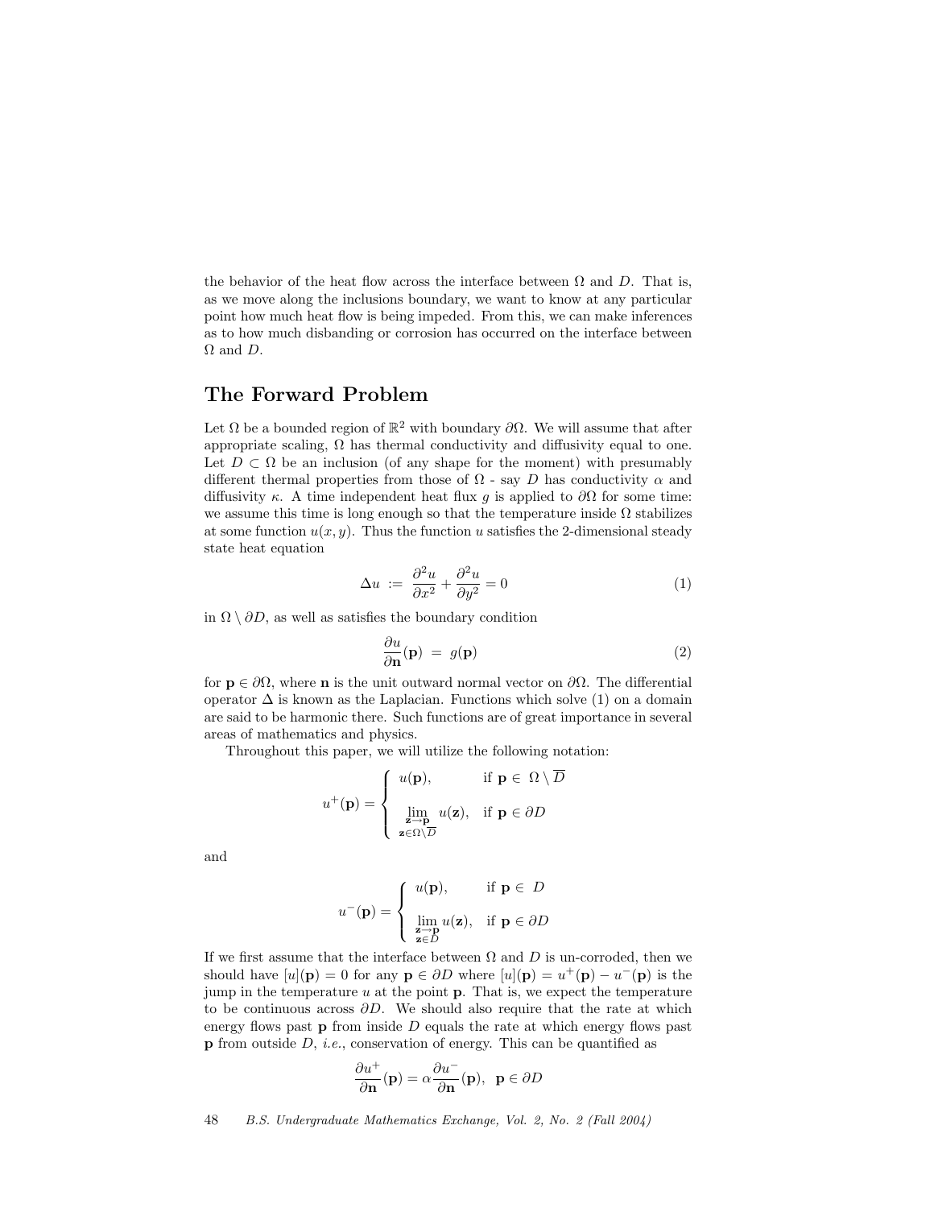the behavior of the heat flow across the interface between $\Omega$ and $D$. That is, as we move along the inclusions boundary, we want to know at any particular point how much heat flow is being impeded. From this, we can make inferences as to how much disbanding or corrosion has occurred on the interface between $\Omega$ and $D$.

## The Forward Problem

Let $\Omega$ be a bounded region of $\mathbb{R}^2$ with boundary $\partial\Omega$. We will assume that after appropriate scaling, $\Omega$ has thermal conductivity and diffusivity equal to one. Let $D \subset \Omega$ be an inclusion (of any shape for the moment) with presumably different thermal properties from those of $\Omega$ - say $D$ has conductivity $\alpha$ and diffusivity $\kappa$. A time independent heat flux $g$ is applied to $\partial\Omega$ for some time: we assume this time is long enough so that the temperature inside $\Omega$ stabilizes at some function $u(x, y)$. Thus the function $u$ satisfies the 2-dimensional steady state heat equation

$$\Delta u \; := \; \frac{\partial^2 u}{\partial x^2} + \frac{\partial^2 u}{\partial y^2} = 0 \tag{1}$$

in $\Omega \setminus \partial D$, as well as satisfies the boundary condition

$$\frac{\partial u}{\partial \mathbf{n}}(\mathbf{p}) \; = \; g(\mathbf{p}) \tag{2}$$

for $\mathbf{p} \in \partial\Omega$, where $\mathbf{n}$ is the unit outward normal vector on $\partial\Omega$. The differential operator $\Delta$ is known as the Laplacian. Functions which solve (1) on a domain are said to be harmonic there. Such functions are of great importance in several areas of mathematics and physics.

Throughout this paper, we will utilize the following notation:

$$u^+(\mathbf{p}) = \begin{cases} u(\mathbf{p}), & \text{if } \mathbf{p} \in \; \Omega \setminus \overline{D} \\ \\ \displaystyle\lim_{\substack{\mathbf{z} \to \mathbf{p} \\ \mathbf{z} \in \Omega \setminus \overline{D}}} u(\mathbf{z}), & \text{if } \mathbf{p} \in \partial D \end{cases}$$

and

$$u^-(\mathbf{p}) = \begin{cases} u(\mathbf{p}), & \text{if } \mathbf{p} \in \; D \\ \\ \displaystyle\lim_{\substack{\mathbf{z} \to \mathbf{p} \\ \mathbf{z} \in D}} u(\mathbf{z}), & \text{if } \mathbf{p} \in \partial D \end{cases}$$

If we first assume that the interface between $\Omega$ and $D$ is un-corroded, then we should have $[u](\mathbf{p}) = 0$ for any $\mathbf{p} \in \partial D$ where $[u](\mathbf{p}) = u^+(\mathbf{p}) - u^-(\mathbf{p})$ is the jump in the temperature $u$ at the point $\mathbf{p}$. That is, we expect the temperature to be continuous across $\partial D$. We should also require that the rate at which energy flows past $\mathbf{p}$ from inside $D$ equals the rate at which energy flows past $\mathbf{p}$ from outside $D$, *i.e.*, conservation of energy. This can be quantified as

$$\frac{\partial u^+}{\partial \mathbf{n}}(\mathbf{p}) = \alpha \frac{\partial u^-}{\partial \mathbf{n}}(\mathbf{p}), \;\; \mathbf{p} \in \partial D$$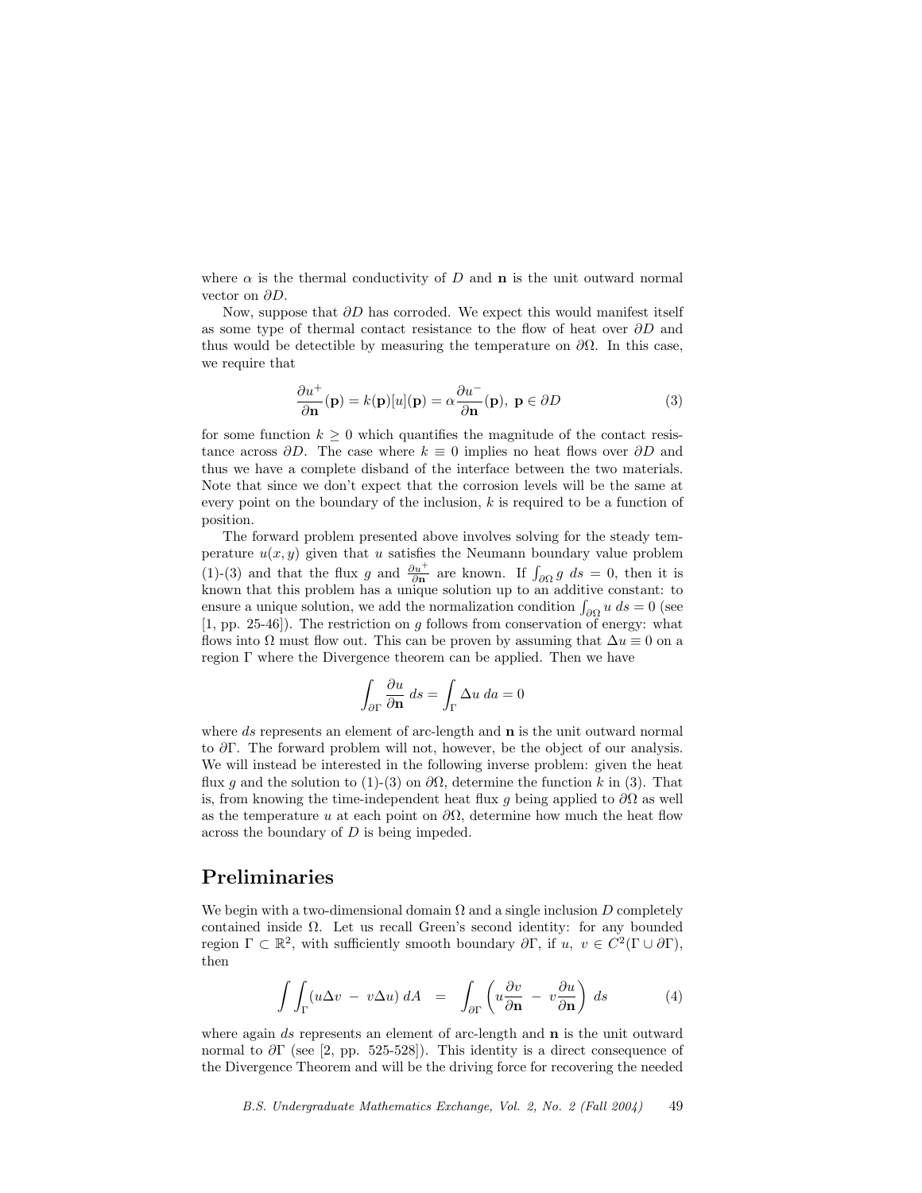where $\alpha$ is the thermal conductivity of $D$ and $\mathbf{n}$ is the unit outward normal vector on $\partial D$.

Now, suppose that $\partial D$ has corroded. We expect this would manifest itself as some type of thermal contact resistance to the flow of heat over $\partial D$ and thus would be detectible by measuring the temperature on $\partial\Omega$. In this case, we require that

$$\frac{\partial u^+}{\partial \mathbf{n}}(\mathbf{p}) = k(\mathbf{p})[u](\mathbf{p}) = \alpha \frac{\partial u^-}{\partial \mathbf{n}}(\mathbf{p}),\ \mathbf{p} \in \partial D \tag{3}$$

for some function $k \geq 0$ which quantifies the magnitude of the contact resistance across $\partial D$. The case where $k \equiv 0$ implies no heat flows over $\partial D$ and thus we have a complete disband of the interface between the two materials. Note that since we don't expect that the corrosion levels will be the same at every point on the boundary of the inclusion, $k$ is required to be a function of position.

The forward problem presented above involves solving for the steady temperature $u(x, y)$ given that $u$ satisfies the Neumann boundary value problem (1)-(3) and that the flux $g$ and $\frac{\partial u^+}{\partial \mathbf{n}}$ are known. If $\int_{\partial\Omega} g\ ds = 0$, then it is known that this problem has a unique solution up to an additive constant: to ensure a unique solution, we add the normalization condition $\int_{\partial\Omega} u\ ds = 0$ (see [1, pp. 25-46]). The restriction on $g$ follows from conservation of energy: what flows into $\Omega$ must flow out. This can be proven by assuming that $\Delta u \equiv 0$ on a region $\Gamma$ where the Divergence theorem can be applied. Then we have

$$\int_{\partial\Gamma} \frac{\partial u}{\partial \mathbf{n}}\ ds = \int_{\Gamma} \Delta u\ da = 0$$

where $ds$ represents an element of arc-length and $\mathbf{n}$ is the unit outward normal to $\partial\Gamma$. The forward problem will not, however, be the object of our analysis. We will instead be interested in the following inverse problem: given the heat flux $g$ and the solution to (1)-(3) on $\partial\Omega$, determine the function $k$ in (3). That is, from knowing the time-independent heat flux $g$ being applied to $\partial\Omega$ as well as the temperature $u$ at each point on $\partial\Omega$, determine how much the heat flow across the boundary of $D$ is being impeded.

## Preliminaries

We begin with a two-dimensional domain $\Omega$ and a single inclusion $D$ completely contained inside $\Omega$. Let us recall Green's second identity: for any bounded region $\Gamma \subset \mathbb{R}^2$, with sufficiently smooth boundary $\partial\Gamma$, if $u,\ v \in C^2(\Gamma \cup \partial\Gamma)$, then

$$\int\int_{\Gamma} (u\Delta v\ -\ v\Delta u)\, dA \quad = \quad \int_{\partial\Gamma} \left( u\frac{\partial v}{\partial \mathbf{n}}\ -\ v\frac{\partial u}{\partial \mathbf{n}} \right)\, ds \tag{4}$$

where again $ds$ represents an element of arc-length and $\mathbf{n}$ is the unit outward normal to $\partial\Gamma$ (see [2, pp. 525-528]). This identity is a direct consequence of the Divergence Theorem and will be the driving force for recovering the needed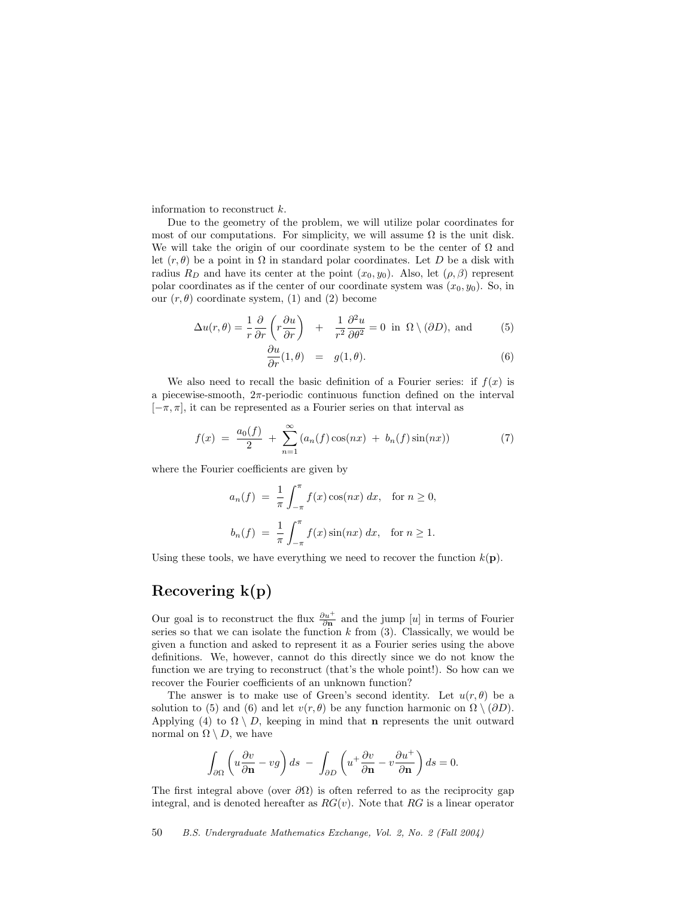information to reconstruct $k$.

Due to the geometry of the problem, we will utilize polar coordinates for most of our computations. For simplicity, we will assume $\Omega$ is the unit disk. We will take the origin of our coordinate system to be the center of $\Omega$ and let $(r, \theta)$ be a point in $\Omega$ in standard polar coordinates. Let $D$ be a disk with radius $R_D$ and have its center at the point $(x_0, y_0)$. Also, let $(\rho, \beta)$ represent polar coordinates as if the center of our coordinate system was $(x_0, y_0)$. So, in our $(r, \theta)$ coordinate system, (1) and (2) become

$$\Delta u(r,\theta) = \frac{1}{r}\frac{\partial}{\partial r}\left(r\frac{\partial u}{\partial r}\right) \quad + \quad \frac{1}{r^2}\frac{\partial^2 u}{\partial \theta^2} = 0 \text{ in } \Omega \setminus (\partial D), \text{ and} \tag{5}$$

$$\frac{\partial u}{\partial r}(1,\theta) \quad = \quad g(1,\theta). \tag{6}$$

We also need to recall the basic definition of a Fourier series: if $f(x)$ is a piecewise-smooth, $2\pi$-periodic continuous function defined on the interval $[-\pi, \pi]$, it can be represented as a Fourier series on that interval as

$$f(x) \;=\; \frac{a_0(f)}{2} \;+\; \sum_{n=1}^{\infty}\left(a_n(f)\cos(nx) \;+\; b_n(f)\sin(nx)\right) \tag{7}$$

where the Fourier coefficients are given by

$$a_n(f) \;=\; \frac{1}{\pi}\int_{-\pi}^{\pi} f(x)\cos(nx)\,dx, \quad \text{for } n \geq 0,$$

$$b_n(f) \;=\; \frac{1}{\pi}\int_{-\pi}^{\pi} f(x)\sin(nx)\,dx, \quad \text{for } n \geq 1.$$

Using these tools, we have everything we need to recover the function $k(\mathbf{p})$.

## Recovering k(p)

Our goal is to reconstruct the flux $\frac{\partial u^+}{\partial \mathbf{n}}$ and the jump $[u]$ in terms of Fourier series so that we can isolate the function $k$ from (3). Classically, we would be given a function and asked to represent it as a Fourier series using the above definitions. We, however, cannot do this directly since we do not know the function we are trying to reconstruct (that's the whole point!). So how can we recover the Fourier coefficients of an unknown function?

The answer is to make use of Green's second identity. Let $u(r, \theta)$ be a solution to (5) and (6) and let $v(r, \theta)$ be any function harmonic on $\Omega \setminus (\partial D)$. Applying (4) to $\Omega \setminus D$, keeping in mind that $\mathbf{n}$ represents the unit outward normal on $\Omega \setminus D$, we have

$$\int_{\partial\Omega}\left(u\frac{\partial v}{\partial \mathbf{n}} - vg\right)ds \;-\; \int_{\partial D}\left(u^+\frac{\partial v}{\partial \mathbf{n}} - v\frac{\partial u^+}{\partial \mathbf{n}}\right)ds = 0.$$

The first integral above (over $\partial\Omega$) is often referred to as the reciprocity gap integral, and is denoted hereafter as $RG(v)$. Note that $RG$ is a linear operator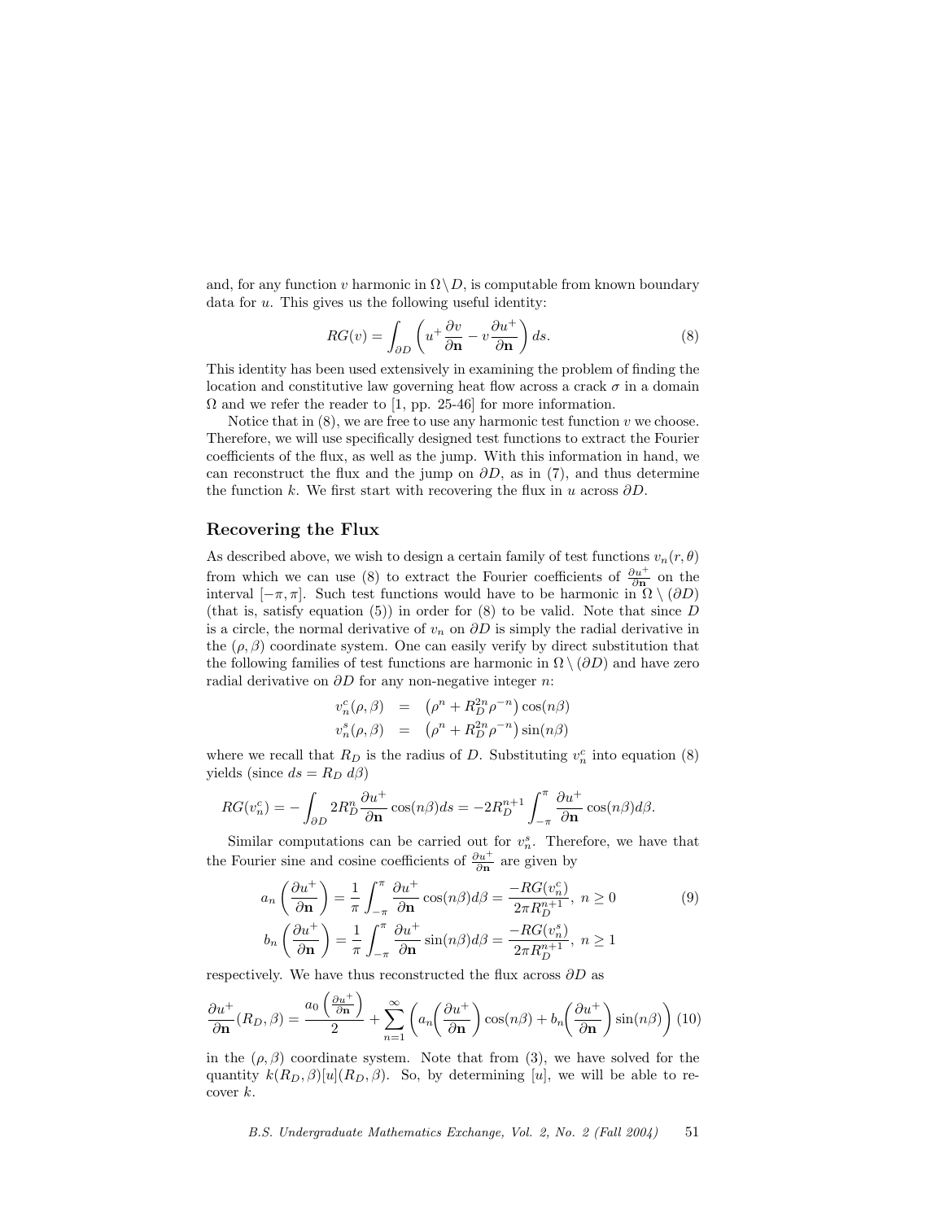and, for any function $v$ harmonic in $\Omega \setminus D$, is computable from known boundary data for $u$. This gives us the following useful identity:

$$RG(v) = \int_{\partial D} \left( u^+ \frac{\partial v}{\partial \mathbf{n}} - v \frac{\partial u^+}{\partial \mathbf{n}} \right) ds. \tag{8}$$

This identity has been used extensively in examining the problem of finding the location and constitutive law governing heat flow across a crack $\sigma$ in a domain $\Omega$ and we refer the reader to [1, pp. 25-46] for more information.

Notice that in (8), we are free to use any harmonic test function $v$ we choose. Therefore, we will use specifically designed test functions to extract the Fourier coefficients of the flux, as well as the jump. With this information in hand, we can reconstruct the flux and the jump on $\partial D$, as in (7), and thus determine the function $k$. We first start with recovering the flux in $u$ across $\partial D$.

## Recovering the Flux

As described above, we wish to design a certain family of test functions $v_n(r, \theta)$ from which we can use (8) to extract the Fourier coefficients of $\frac{\partial u^+}{\partial \mathbf{n}}$ on the interval $[-\pi, \pi]$. Such test functions would have to be harmonic in $\Omega \setminus (\partial D)$ (that is, satisfy equation (5)) in order for (8) to be valid. Note that since $D$ is a circle, the normal derivative of $v_n$ on $\partial D$ is simply the radial derivative in the $(\rho, \beta)$ coordinate system. One can easily verify by direct substitution that the following families of test functions are harmonic in $\Omega \setminus (\partial D)$ and have zero radial derivative on $\partial D$ for any non-negative integer $n$:

$$\begin{aligned} v_n^c(\rho, \beta) &= \left( \rho^n + R_D^{2n} \rho^{-n} \right) \cos(n\beta) \\ v_n^s(\rho, \beta) &= \left( \rho^n + R_D^{2n} \rho^{-n} \right) \sin(n\beta) \end{aligned}$$

where we recall that $R_D$ is the radius of $D$. Substituting $v_n^c$ into equation (8) yields (since $ds = R_D \, d\beta$)

$$RG(v_n^c) = -\int_{\partial D} 2R_D^n \frac{\partial u^+}{\partial \mathbf{n}} \cos(n\beta) ds = -2R_D^{n+1} \int_{-\pi}^{\pi} \frac{\partial u^+}{\partial \mathbf{n}} \cos(n\beta) d\beta.$$

Similar computations can be carried out for $v_n^s$. Therefore, we have that the Fourier sine and cosine coefficients of $\frac{\partial u^+}{\partial \mathbf{n}}$ are given by

$$\begin{aligned} a_n\left(\frac{\partial u^+}{\partial \mathbf{n}}\right) &= \frac{1}{\pi} \int_{-\pi}^{\pi} \frac{\partial u^+}{\partial \mathbf{n}} \cos(n\beta) d\beta = \frac{-RG(v_n^c)}{2\pi R_D^{n+1}}, \; n \geq 0 \\ b_n\left(\frac{\partial u^+}{\partial \mathbf{n}}\right) &= \frac{1}{\pi} \int_{-\pi}^{\pi} \frac{\partial u^+}{\partial \mathbf{n}} \sin(n\beta) d\beta = \frac{-RG(v_n^s)}{2\pi R_D^{n+1}}, \; n \geq 1 \end{aligned} \tag{9}$$

respectively. We have thus reconstructed the flux across $\partial D$ as

$$\frac{\partial u^+}{\partial \mathbf{n}}(R_D, \beta) = \frac{a_0\left(\frac{\partial u^+}{\partial \mathbf{n}}\right)}{2} + \sum_{n=1}^{\infty} \left( a_n\left(\frac{\partial u^+}{\partial \mathbf{n}}\right) \cos(n\beta) + b_n\left(\frac{\partial u^+}{\partial \mathbf{n}}\right) \sin(n\beta) \right) \tag{10}$$

in the $(\rho, \beta)$ coordinate system. Note that from (3), we have solved for the quantity $k(R_D, \beta)[u](R_D, \beta)$. So, by determining $[u]$, we will be able to recover $k$.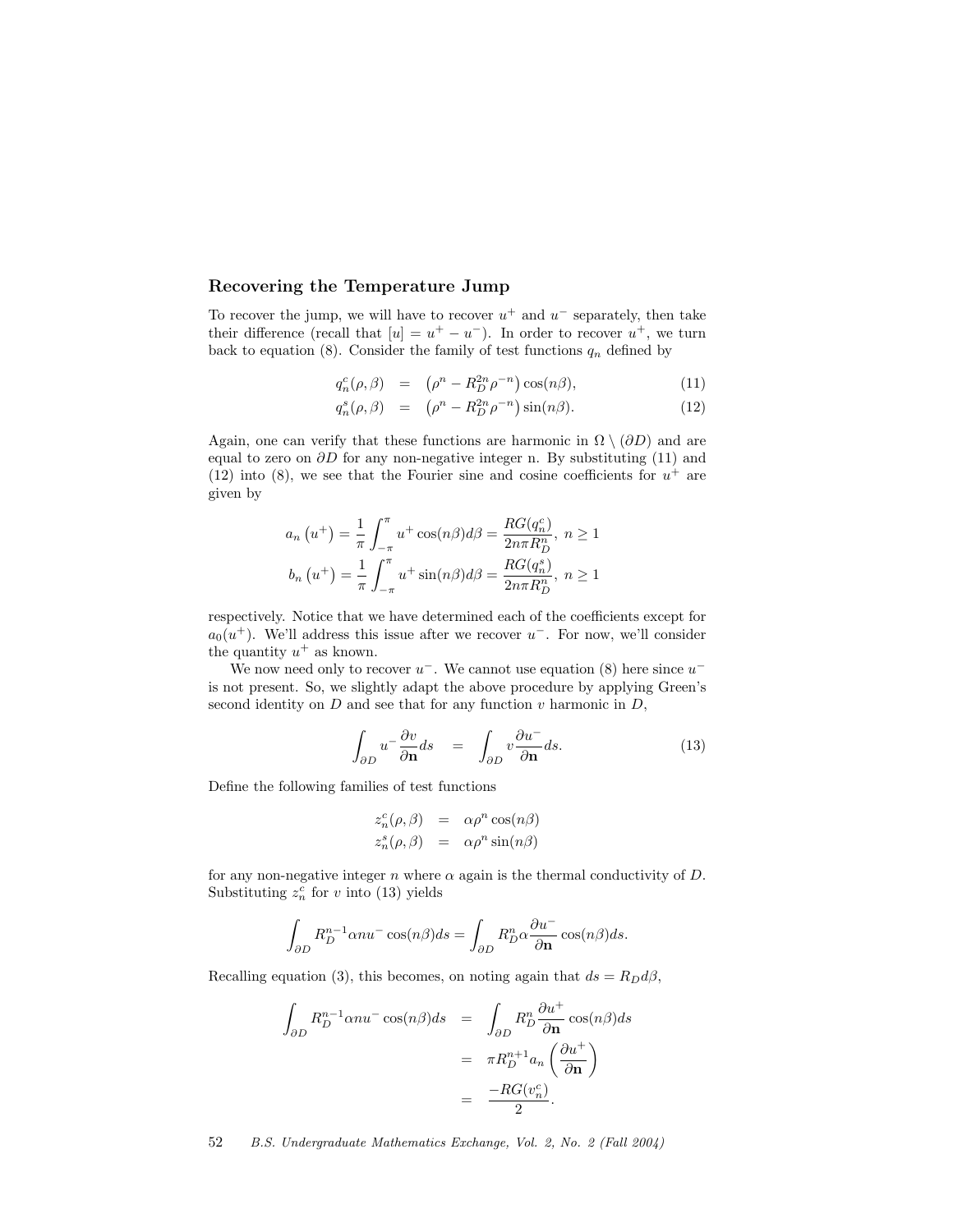### Recovering the Temperature Jump

To recover the jump, we will have to recover $u^+$ and $u^-$ separately, then take their difference (recall that $[u] = u^+ - u^-$). In order to recover $u^+$, we turn back to equation (8). Consider the family of test functions $q_n$ defined by

$$
\begin{aligned}
q_n^c(\rho,\beta) &= \left(\rho^n - R_D^{2n}\rho^{-n}\right)\cos(n\beta), \qquad (11)\\
q_n^s(\rho,\beta) &= \left(\rho^n - R_D^{2n}\rho^{-n}\right)\sin(n\beta). \qquad (12)
\end{aligned}
$$

Again, one can verify that these functions are harmonic in $\Omega \setminus (\partial D)$ and are equal to zero on $\partial D$ for any non-negative integer n. By substituting (11) and (12) into (8), we see that the Fourier sine and cosine coefficients for $u^+$ are given by

$$
\begin{aligned}
a_n\left(u^+\right) &= \frac{1}{\pi}\int_{-\pi}^{\pi} u^+ \cos(n\beta)d\beta = \frac{RG(q_n^c)}{2n\pi R_D^n},\ n \geq 1\\
b_n\left(u^+\right) &= \frac{1}{\pi}\int_{-\pi}^{\pi} u^+ \sin(n\beta)d\beta = \frac{RG(q_n^s)}{2n\pi R_D^n},\ n \geq 1
\end{aligned}
$$

respectively. Notice that we have determined each of the coefficients except for $a_0(u^+)$. We'll address this issue after we recover $u^-$. For now, we'll consider the quantity $u^+$ as known.

We now need only to recover $u^-$. We cannot use equation (8) here since $u^-$ is not present. So, we slightly adapt the above procedure by applying Green's second identity on $D$ and see that for any function $v$ harmonic in $D$,

$$
\int_{\partial D} u^- \frac{\partial v}{\partial \mathbf{n}} ds = \int_{\partial D} v \frac{\partial u^-}{\partial \mathbf{n}} ds. \qquad (13)
$$

Define the following families of test functions

$$
\begin{aligned}
z_n^c(\rho,\beta) &= \alpha\rho^n \cos(n\beta)\\
z_n^s(\rho,\beta) &= \alpha\rho^n \sin(n\beta)
\end{aligned}
$$

for any non-negative integer $n$ where $\alpha$ again is the thermal conductivity of $D$. Substituting $z_n^c$ for $v$ into (13) yields

$$
\int_{\partial D} R_D^{n-1}\alpha n u^- \cos(n\beta)ds = \int_{\partial D} R_D^n \alpha \frac{\partial u^-}{\partial \mathbf{n}} \cos(n\beta)ds.
$$

Recalling equation (3), this becomes, on noting again that $ds = R_D d\beta$,

$$
\begin{aligned}
\int_{\partial D} R_D^{n-1}\alpha n u^- \cos(n\beta)ds &= \int_{\partial D} R_D^n \frac{\partial u^+}{\partial \mathbf{n}} \cos(n\beta)ds\\
&= \pi R_D^{n+1} a_n\left(\frac{\partial u^+}{\partial \mathbf{n}}\right)\\
&= \frac{-RG(v_n^c)}{2}.
\end{aligned}
$$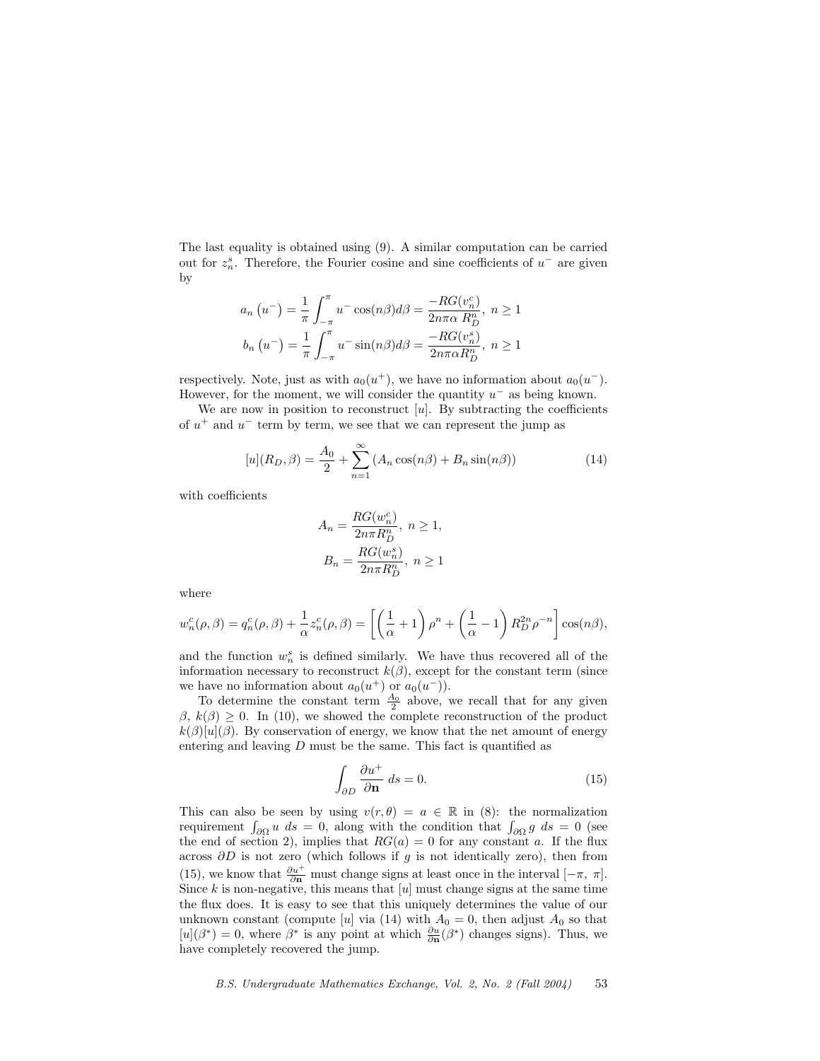The last equality is obtained using (9). A similar computation can be carried out for $z_n^s$. Therefore, the Fourier cosine and sine coefficients of $u^-$ are given by

$$a_n\left(u^-\right) = \frac{1}{\pi}\int_{-\pi}^{\pi} u^- \cos(n\beta)d\beta = \frac{-RG(v_n^c)}{2n\pi\alpha\ R_D^n},\ n \geq 1$$
$$b_n\left(u^-\right) = \frac{1}{\pi}\int_{-\pi}^{\pi} u^- \sin(n\beta)d\beta = \frac{-RG(v_n^s)}{2n\pi\alpha R_D^n},\ n \geq 1$$

respectively. Note, just as with $a_0(u^+)$, we have no information about $a_0(u^-)$. However, for the moment, we will consider the quantity $u^-$ as being known.

We are now in position to reconstruct $[u]$. By subtracting the coefficients of $u^+$ and $u^-$ term by term, we see that we can represent the jump as

$$[u](R_D,\beta) = \frac{A_0}{2} + \sum_{n=1}^{\infty}\left(A_n\cos(n\beta) + B_n\sin(n\beta)\right) \tag{14}$$

with coefficients

$$A_n = \frac{RG(w_n^c)}{2n\pi R_D^n},\ n \geq 1,$$
$$B_n = \frac{RG(w_n^s)}{2n\pi R_D^n},\ n \geq 1$$

where

$$w_n^c(\rho,\beta) = q_n^c(\rho,\beta) + \frac{1}{\alpha}z_n^c(\rho,\beta) = \left[\left(\frac{1}{\alpha}+1\right)\rho^n + \left(\frac{1}{\alpha}-1\right)R_D^{2n}\rho^{-n}\right]\cos(n\beta),$$

and the function $w_n^s$ is defined similarly. We have thus recovered all of the information necessary to reconstruct $k(\beta)$, except for the constant term (since we have no information about $a_0(u^+)$ or $a_0(u^-)$).

To determine the constant term $\frac{A_0}{2}$ above, we recall that for any given $\beta$, $k(\beta) \geq 0$. In (10), we showed the complete reconstruction of the product $k(\beta)[u](\beta)$. By conservation of energy, we know that the net amount of energy entering and leaving $D$ must be the same. This fact is quantified as

$$\int_{\partial D} \frac{\partial u^+}{\partial \mathbf{n}}\ ds = 0. \tag{15}$$

This can also be seen by using $v(r,\theta) = a \in \mathbb{R}$ in (8): the normalization requirement $\int_{\partial\Omega} u\ ds = 0$, along with the condition that $\int_{\partial\Omega} g\ ds = 0$ (see the end of section 2), implies that $RG(a) = 0$ for any constant $a$. If the flux across $\partial D$ is not zero (which follows if $g$ is not identically zero), then from (15), we know that $\frac{\partial u^+}{\partial \mathbf{n}}$ must change signs at least once in the interval $[-\pi,\ \pi]$. Since $k$ is non-negative, this means that $[u]$ must change signs at the same time the flux does. It is easy to see that this uniquely determines the value of our unknown constant (compute $[u]$ via (14) with $A_0 = 0$, then adjust $A_0$ so that $[u](\beta^*) = 0$, where $\beta^*$ is any point at which $\frac{\partial u}{\partial \mathbf{n}}(\beta^*)$ changes signs). Thus, we have completely recovered the jump.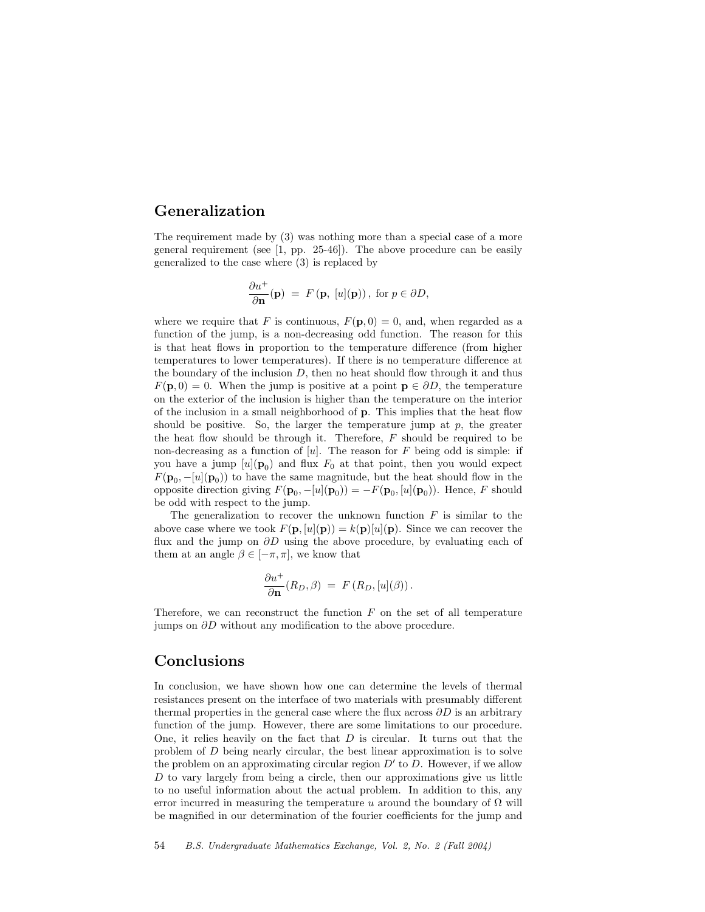## Generalization

The requirement made by (3) was nothing more than a special case of a more general requirement (see [1, pp. 25-46]). The above procedure can be easily generalized to the case where (3) is replaced by

$$\frac{\partial u^+}{\partial \mathbf{n}}(\mathbf{p}) \;=\; F\left(\mathbf{p},\; [u](\mathbf{p})\right), \text{ for } p \in \partial D,$$

where we require that $F$ is continuous, $F(\mathbf{p}, 0) = 0$, and, when regarded as a function of the jump, is a non-decreasing odd function. The reason for this is that heat flows in proportion to the temperature difference (from higher temperatures to lower temperatures). If there is no temperature difference at the boundary of the inclusion $D$, then no heat should flow through it and thus $F(\mathbf{p}, 0) = 0$. When the jump is positive at a point $\mathbf{p} \in \partial D$, the temperature on the exterior of the inclusion is higher than the temperature on the interior of the inclusion in a small neighborhood of $\mathbf{p}$. This implies that the heat flow should be positive. So, the larger the temperature jump at $p$, the greater the heat flow should be through it. Therefore, $F$ should be required to be non-decreasing as a function of $[u]$. The reason for $F$ being odd is simple: if you have a jump $[u](\mathbf{p}_0)$ and flux $F_0$ at that point, then you would expect $F(\mathbf{p}_0, -[u](\mathbf{p}_0))$ to have the same magnitude, but the heat should flow in the opposite direction giving $F(\mathbf{p}_0, -[u](\mathbf{p}_0)) = -F(\mathbf{p}_0, [u](\mathbf{p}_0))$. Hence, $F$ should be odd with respect to the jump.

The generalization to recover the unknown function $F$ is similar to the above case where we took $F(\mathbf{p}, [u](\mathbf{p})) = k(\mathbf{p})[u](\mathbf{p})$. Since we can recover the flux and the jump on $\partial D$ using the above procedure, by evaluating each of them at an angle $\beta \in [-\pi, \pi]$, we know that

$$\frac{\partial u^+}{\partial \mathbf{n}}(R_D, \beta) \;=\; F\left(R_D, [u](\beta)\right).$$

Therefore, we can reconstruct the function $F$ on the set of all temperature jumps on $\partial D$ without any modification to the above procedure.

## Conclusions

In conclusion, we have shown how one can determine the levels of thermal resistances present on the interface of two materials with presumably different thermal properties in the general case where the flux across $\partial D$ is an arbitrary function of the jump. However, there are some limitations to our procedure. One, it relies heavily on the fact that $D$ is circular. It turns out that the problem of $D$ being nearly circular, the best linear approximation is to solve the problem on an approximating circular region $D'$ to $D$. However, if we allow $D$ to vary largely from being a circle, then our approximations give us little to no useful information about the actual problem. In addition to this, any error incurred in measuring the temperature $u$ around the boundary of $\Omega$ will be magnified in our determination of the fourier coefficients for the jump and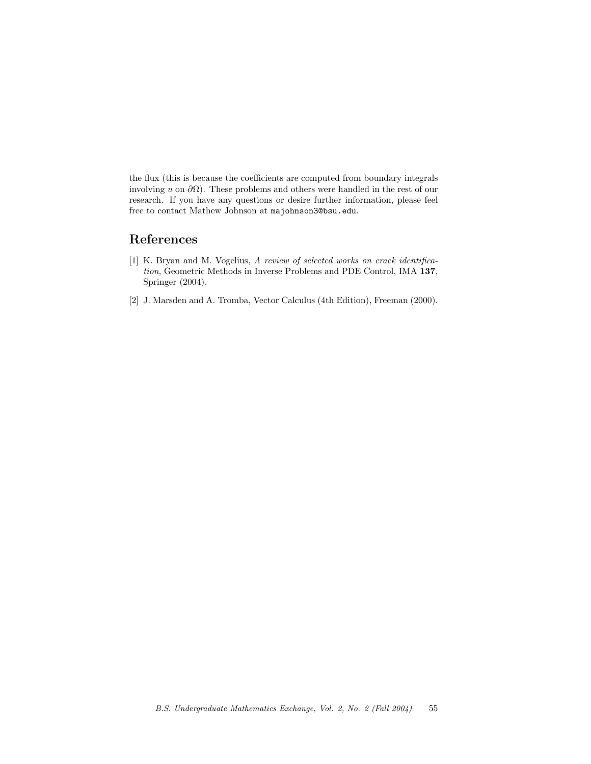the flux (this is because the coefficients are computed from boundary integrals involving $u$ on $\partial\Omega$). These problems and others were handled in the rest of our research. If you have any questions or desire further information, please feel free to contact Mathew Johnson at `majohnson3@bsu.edu`.

## References

[1] K. Bryan and M. Vogelius, *A review of selected works on crack identification*, Geometric Methods in Inverse Problems and PDE Control, IMA **137**, Springer (2004).

[2] J. Marsden and A. Tromba, Vector Calculus (4th Edition), Freeman (2000).